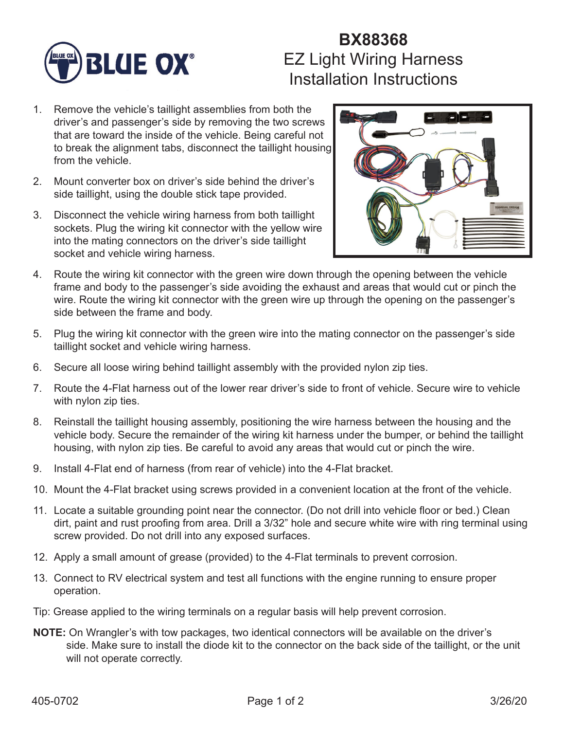# BX88368

## EZ Light Wiring Harness Installation Instructions

1. Remove the vehicle's taillight assemblies from both the driver's and passenger's side by removing the two screws that are toward the inside of the vehicle. Being careful not to break the alignment tabs, disconnect the taillight housing from the vehicle.
2. Mount converter box on driver's side behind the driver's side taillight, using the double stick tape provided.
3. Disconnect the vehicle wiring harness from both taillight sockets. Plug the wiring kit connector with the yellow wire into the mating connectors on the driver's side taillight socket and vehicle wiring harness.
4. Route the wiring kit connector with the green wire down through the opening between the vehicle frame and body to the passenger's side avoiding the exhaust and areas that would cut or pinch the wire. Route the wiring kit connector with the green wire up through the opening on the passenger's side between the frame and body.
5. Plug the wiring kit connector with the green wire into the mating connector on the passenger's side taillight socket and vehicle wiring harness.
6. Secure all loose wiring behind taillight assembly with the provided nylon zip ties.
7. Route the 4-Flat harness out of the lower rear driver's side to front of vehicle. Secure wire to vehicle with nylon zip ties.
8. Reinstall the taillight housing assembly, positioning the wire harness between the housing and the vehicle body. Secure the remainder of the wiring kit harness under the bumper, or behind the taillight housing, with nylon zip ties. Be careful to avoid any areas that would cut or pinch the wire.
9. Install 4-Flat end of harness (from rear of vehicle) into the 4-Flat bracket.
10. Mount the 4-Flat bracket using screws provided in a convenient location at the front of the vehicle.
11. Locate a suitable grounding point near the connector. (Do not drill into vehicle floor or bed.) Clean dirt, paint and rust proofing from area. Drill a 3/32" hole and secure white wire with ring terminal using screw provided. Do not drill into any exposed surfaces.
12. Apply a small amount of grease (provided) to the 4-Flat terminals to prevent corrosion.
13. Connect to RV electrical system and test all functions with the engine running to ensure proper operation.

Tip: Grease applied to the wiring terminals on a regular basis will help prevent corrosion.

**NOTE:** On Wrangler's with tow packages, two identical connectors will be available on the driver's side. Make sure to install the diode kit to the connector on the back side of the taillight, or the unit will not operate correctly.

405-0702 3/26/20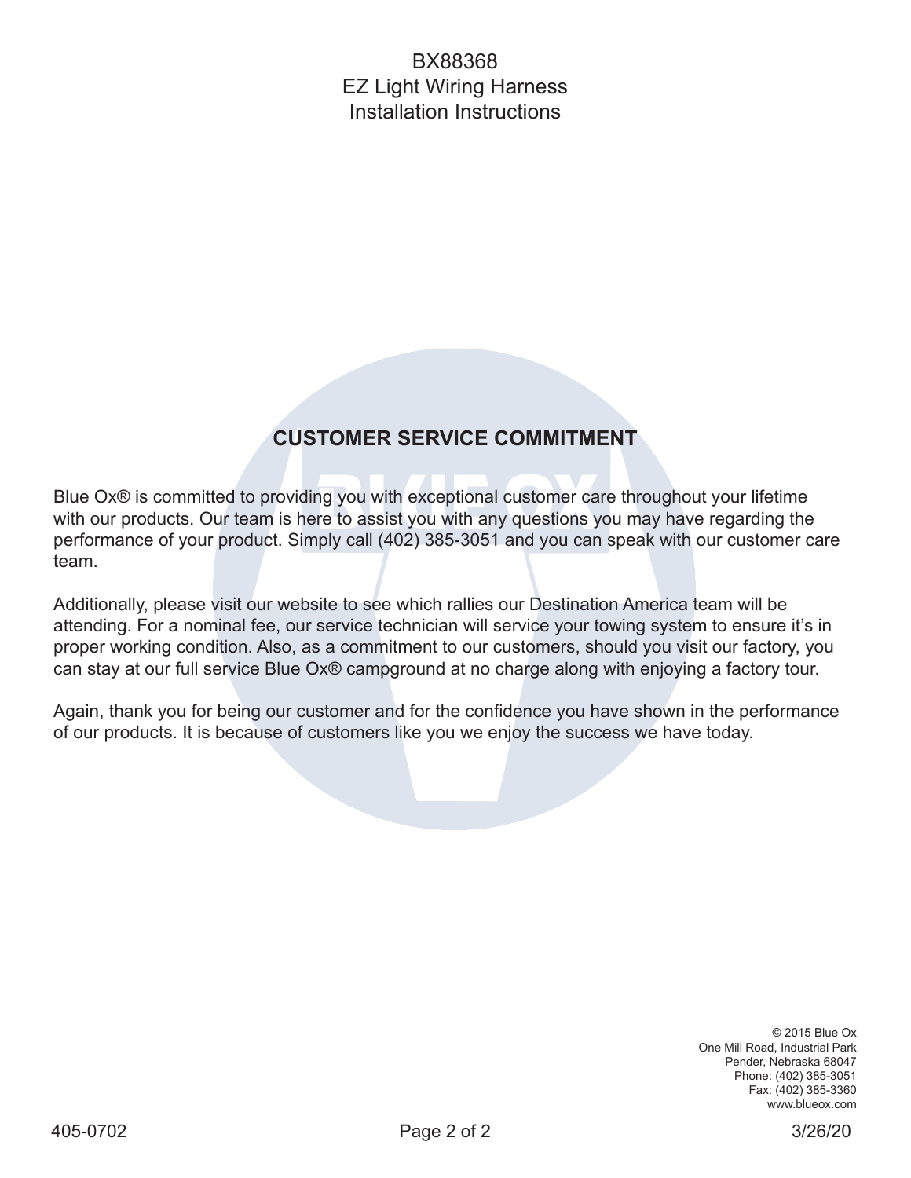BX88368
EZ Light Wiring Harness
Installation Instructions

## CUSTOMER SERVICE COMMITMENT

Blue Ox® is committed to providing you with exceptional customer care throughout your lifetime with our products. Our team is here to assist you with any questions you may have regarding the performance of your product. Simply call (402) 385-3051 and you can speak with our customer care team.

Additionally, please visit our website to see which rallies our Destination America team will be attending. For a nominal fee, our service technician will service your towing system to ensure it's in proper working condition. Also, as a commitment to our customers, should you visit our factory, you can stay at our full service Blue Ox® campground at no charge along with enjoying a factory tour.

Again, thank you for being our customer and for the confidence you have shown in the performance of our products. It is because of customers like you we enjoy the success we have today.

© 2015 Blue Ox
One Mill Road, Industrial Park
Pender, Nebraska 68047
Phone: (402) 385-3051
Fax: (402) 385-3360
www.blueox.com

405-0702

3/26/20